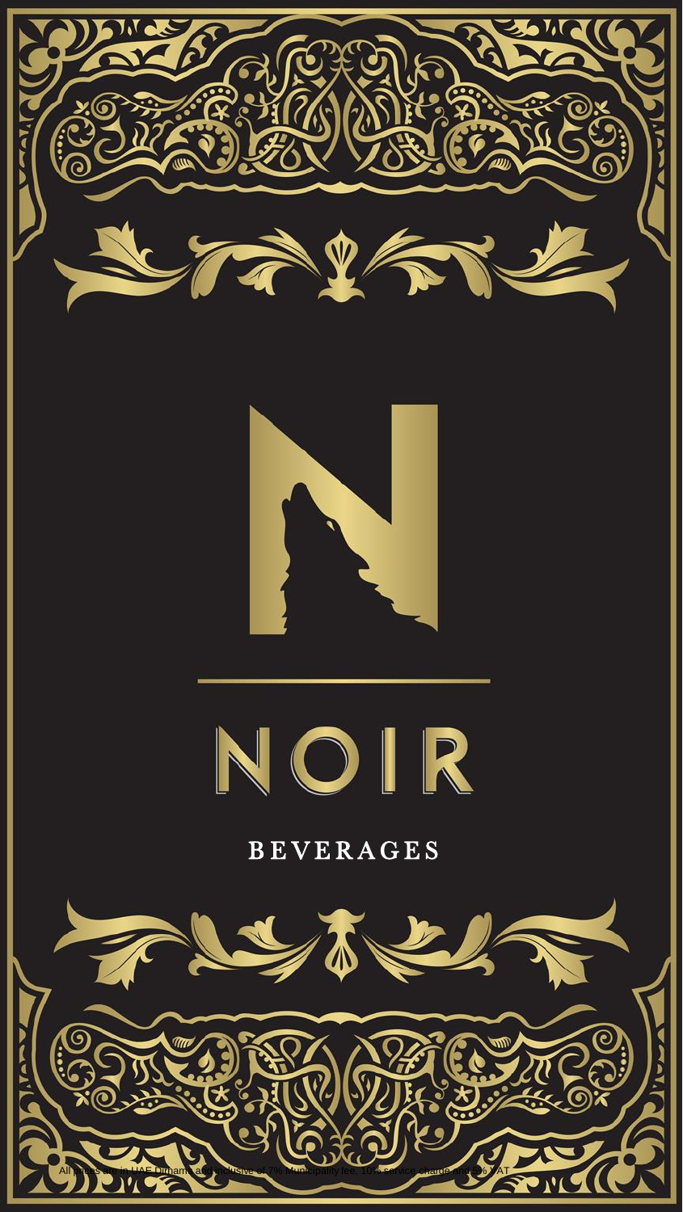# NOIR

BEVERAGES

All prices are in UAE Dirhams and inclusive of 7% Municipality fee, 10% service charge and 5% VAT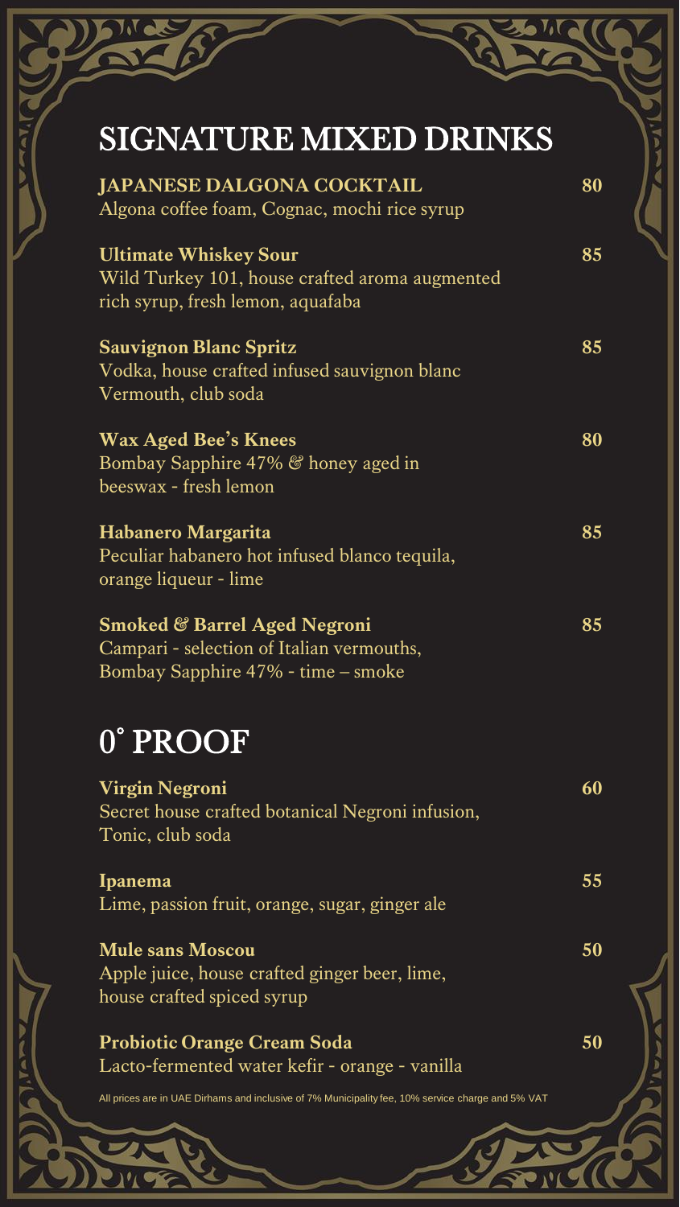## SIGNATURE MIXED DRINKS

**JAPANESE DALGONA COCKTAIL** **80**
Algona coffee foam, Cognac, mochi rice syrup

**Ultimate Whiskey Sour** **85**
Wild Turkey 101, house crafted aroma augmented rich syrup, fresh lemon, aquafaba

**Sauvignon Blanc Spritz** **85**
Vodka, house crafted infused sauvignon blanc Vermouth, club soda

**Wax Aged Bee's Knees** **80**
Bombay Sapphire 47% & honey aged in beeswax - fresh lemon

**Habanero Margarita** **85**
Peculiar habanero hot infused blanco tequila, orange liqueur - lime

**Smoked & Barrel Aged Negroni** **85**
Campari - selection of Italian vermouths, Bombay Sapphire 47% - time – smoke

## 0˚ PROOF

**Virgin Negroni** **60**
Secret house crafted botanical Negroni infusion, Tonic, club soda

**Ipanema** **55**
Lime, passion fruit, orange, sugar, ginger ale

**Mule sans Moscou** **50**
Apple juice, house crafted ginger beer, lime, house crafted spiced syrup

**Probiotic Orange Cream Soda** **50**
Lacto-fermented water kefir - orange - vanilla

All prices are in UAE Dirhams and inclusive of 7% Municipality fee, 10% service charge and 5% VAT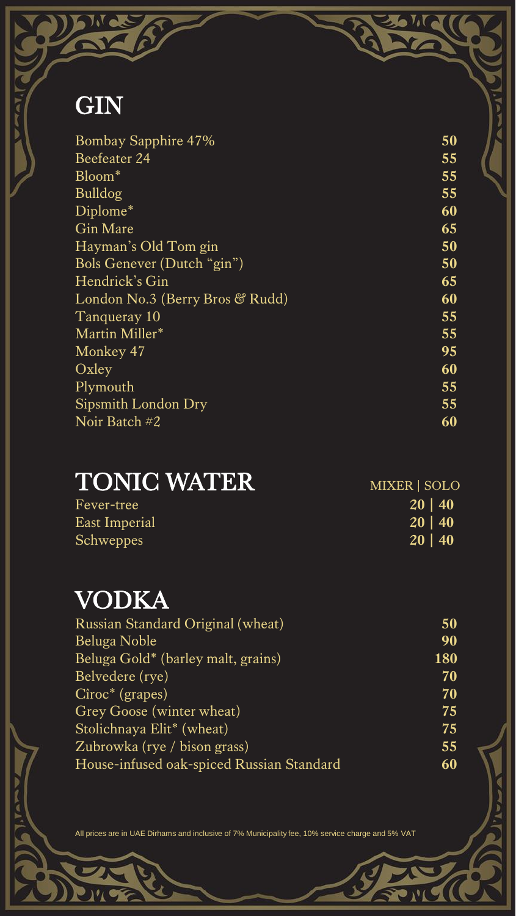# GIN

| | |
|---|---|
| Bombay Sapphire 47% | **50** |
| Beefeater 24 | **55** |
| Bloom* | **55** |
| Bulldog | **55** |
| Diplome* | **60** |
| Gin Mare | **65** |
| Hayman's Old Tom gin | **50** |
| Bols Genever (Dutch "gin") | **50** |
| Hendrick's Gin | **65** |
| London No.3 (Berry Bros & Rudd) | **60** |
| Tanqueray 10 | **55** |
| Martin Miller* | **55** |
| Monkey 47 | **95** |
| Oxley | **60** |
| Plymouth | **55** |
| Sipsmith London Dry | **55** |
| Noir Batch #2 | **60** |

# TONIC WATER

| | MIXER \| SOLO |
|---|---|
| Fever-tree | **20 \| 40** |
| East Imperial | **20 \| 40** |
| Schweppes | **20 \| 40** |

# VODKA

| | |
|---|---|
| Russian Standard Original (wheat) | **50** |
| Beluga Noble | **90** |
| Beluga Gold* (barley malt, grains) | **180** |
| Belvedere (rye) | **70** |
| Cîroc* (grapes) | **70** |
| Grey Goose (winter wheat) | **75** |
| Stolichnaya Elit* (wheat) | **75** |
| Zubrowka (rye / bison grass) | **55** |
| House-infused oak-spiced Russian Standard | **60** |

All prices are in UAE Dirhams and inclusive of 7% Municipality fee, 10% service charge and 5% VAT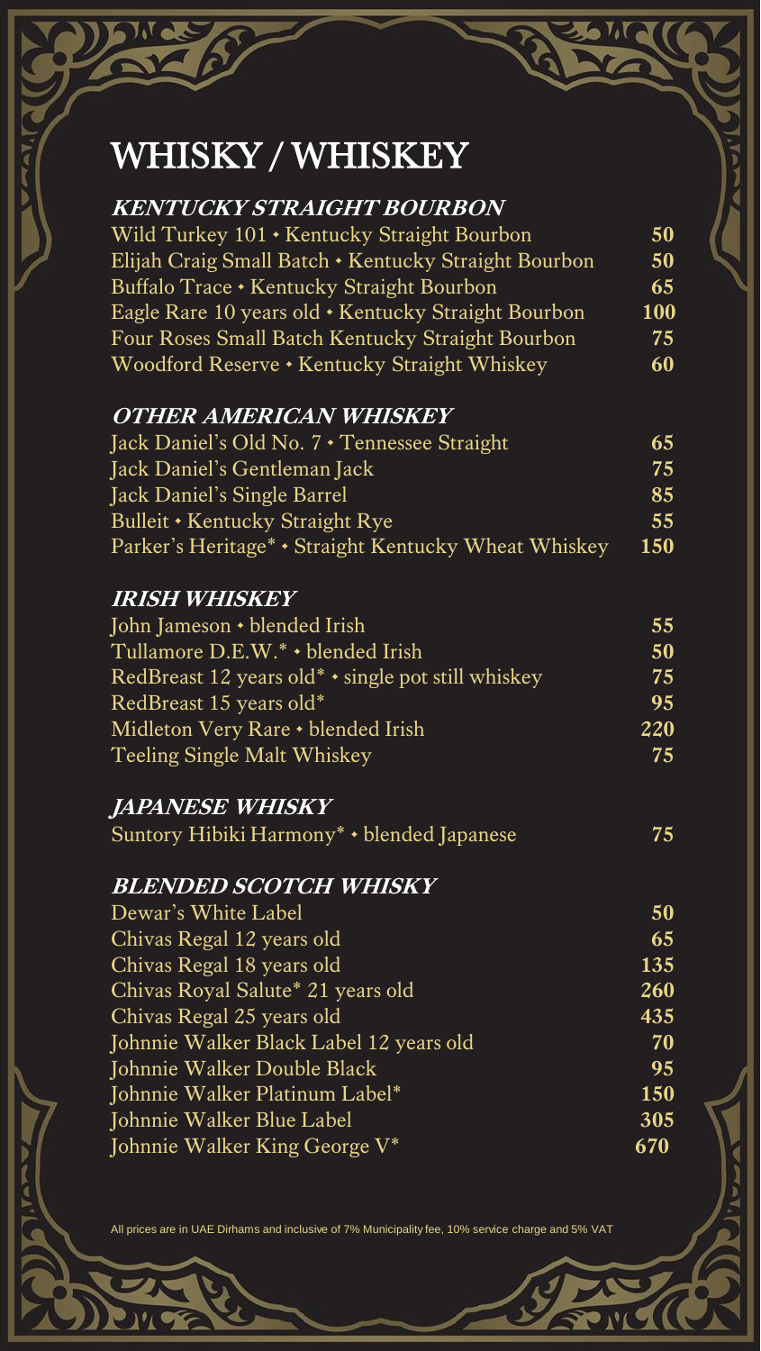# WHISKY / WHISKEY

## *KENTUCKY STRAIGHT BOURBON*

| | |
|---|---|
| Wild Turkey 101 • Kentucky Straight Bourbon | **50** |
| Elijah Craig Small Batch • Kentucky Straight Bourbon | **50** |
| Buffalo Trace • Kentucky Straight Bourbon | **65** |
| Eagle Rare 10 years old • Kentucky Straight Bourbon | **100** |
| Four Roses Small Batch Kentucky Straight Bourbon | **75** |
| Woodford Reserve • Kentucky Straight Whiskey | **60** |

## *OTHER AMERICAN WHISKEY*

| | |
|---|---|
| Jack Daniel's Old No. 7 • Tennessee Straight | **65** |
| Jack Daniel's Gentleman Jack | **75** |
| Jack Daniel's Single Barrel | **85** |
| Bulleit • Kentucky Straight Rye | **55** |
| Parker's Heritage* • Straight Kentucky Wheat Whiskey | **150** |

## *IRISH WHISKEY*

| | |
|---|---|
| John Jameson • blended Irish | **55** |
| Tullamore D.E.W.* • blended Irish | **50** |
| RedBreast 12 years old* • single pot still whiskey | **75** |
| RedBreast 15 years old* | **95** |
| Midleton Very Rare • blended Irish | **220** |
| Teeling Single Malt Whiskey | **75** |

## *JAPANESE WHISKY*

| | |
|---|---|
| Suntory Hibiki Harmony* • blended Japanese | **75** |

## *BLENDED SCOTCH WHISKY*

| | |
|---|---|
| Dewar's White Label | **50** |
| Chivas Regal 12 years old | **65** |
| Chivas Regal 18 years old | **135** |
| Chivas Royal Salute* 21 years old | **260** |
| Chivas Regal 25 years old | **435** |
| Johnnie Walker Black Label 12 years old | **70** |
| Johnnie Walker Double Black | **95** |
| Johnnie Walker Platinum Label* | **150** |
| Johnnie Walker Blue Label | **305** |
| Johnnie Walker King George V* | **670** |

All prices are in UAE Dirhams and inclusive of 7% Municipality fee, 10% service charge and 5% VAT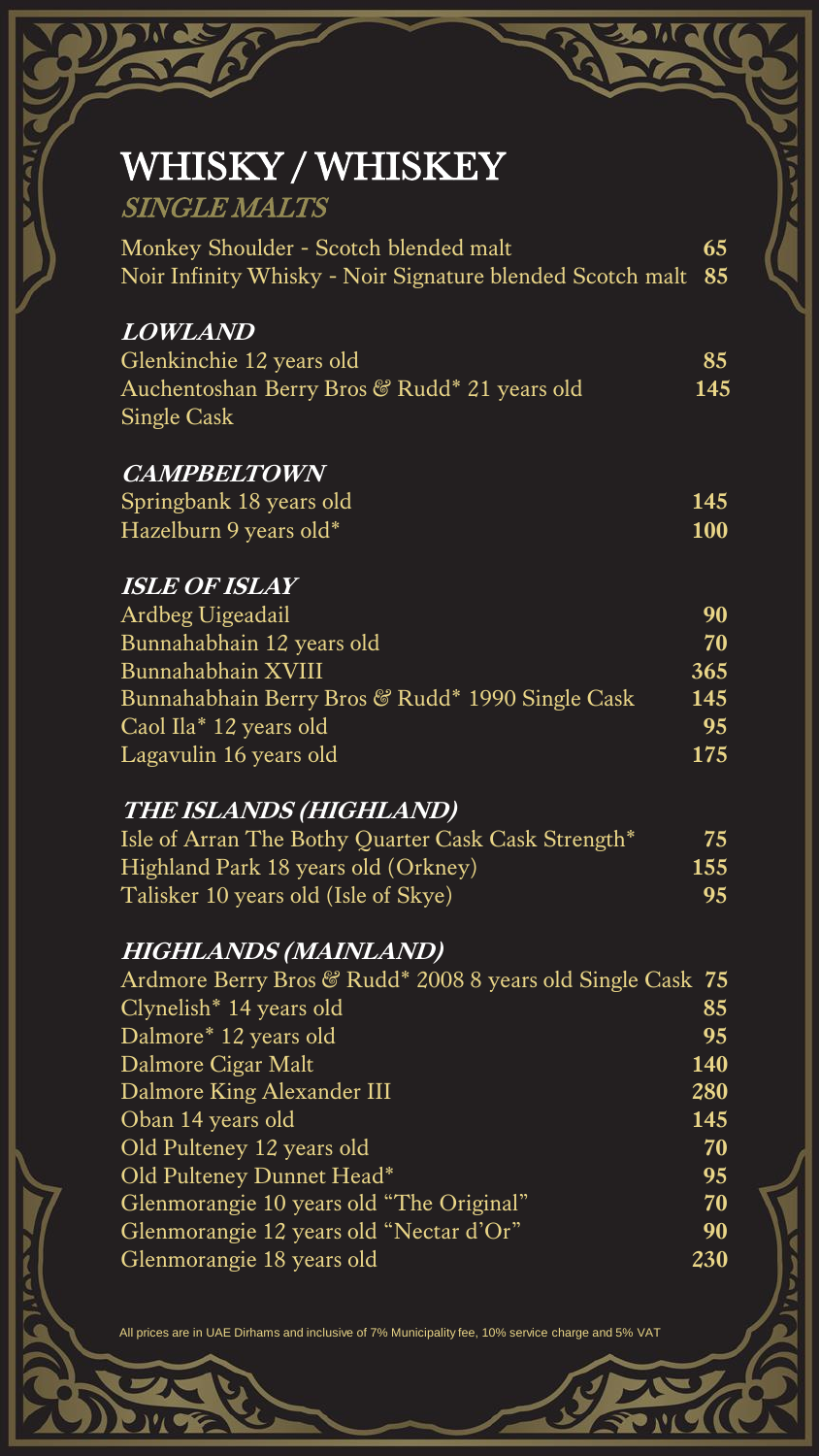# WHISKY / WHISKEY

## *SINGLE MALTS*

| | |
|---|---|
| Monkey Shoulder - Scotch blended malt | **65** |
| Noir Infinity Whisky - Noir Signature blended Scotch malt | **85** |

### *LOWLAND*

| | |
|---|---|
| Glenkinchie 12 years old | **85** |
| Auchentoshan Berry Bros & Rudd* 21 years old Single Cask | **145** |

### *CAMPBELTOWN*

| | |
|---|---|
| Springbank 18 years old | **145** |
| Hazelburn 9 years old* | **100** |

### *ISLE OF ISLAY*

| | |
|---|---|
| Ardbeg Uigeadail | **90** |
| Bunnahabhain 12 years old | **70** |
| Bunnahabhain XVIII | **365** |
| Bunnahabhain Berry Bros & Rudd* 1990 Single Cask | **145** |
| Caol Ila* 12 years old | **95** |
| Lagavulin 16 years old | **175** |

### *THE ISLANDS (HIGHLAND)*

| | |
|---|---|
| Isle of Arran The Bothy Quarter Cask Cask Strength* | **75** |
| Highland Park 18 years old (Orkney) | **155** |
| Talisker 10 years old (Isle of Skye) | **95** |

### *HIGHLANDS (MAINLAND)*

| | |
|---|---|
| Ardmore Berry Bros & Rudd* 2008 8 years old Single Cask | **75** |
| Clynelish* 14 years old | **85** |
| Dalmore* 12 years old | **95** |
| Dalmore Cigar Malt | **140** |
| Dalmore King Alexander III | **280** |
| Oban 14 years old | **145** |
| Old Pulteney 12 years old | **70** |
| Old Pulteney Dunnet Head* | **95** |
| Glenmorangie 10 years old "The Original" | **70** |
| Glenmorangie 12 years old "Nectar d'Or" | **90** |
| Glenmorangie 18 years old | **230** |

All prices are in UAE Dirhams and inclusive of 7% Municipality fee, 10% service charge and 5% VAT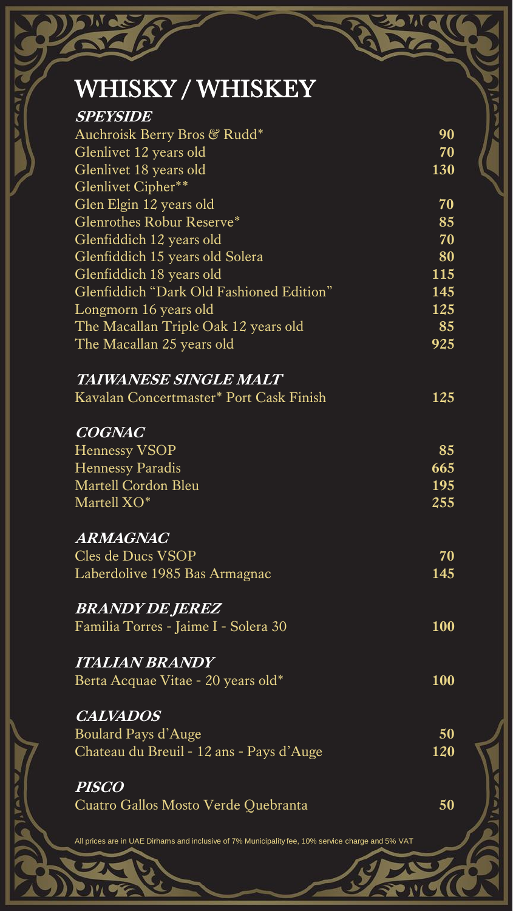# WHISKY / WHISKEY

### *SPEYSIDE*

| | |
|---|---|
| Auchroisk Berry Bros & Rudd* | **90** |
| Glenlivet 12 years old | **70** |
| Glenlivet 18 years old | **130** |
| Glenlivet Cipher** | |
| Glen Elgin 12 years old | **70** |
| Glenrothes Robur Reserve* | **85** |
| Glenfiddich 12 years old | **70** |
| Glenfiddich 15 years old Solera | **80** |
| Glenfiddich 18 years old | **115** |
| Glenfiddich "Dark Old Fashioned Edition" | **145** |
| Longmorn 16 years old | **125** |
| The Macallan Triple Oak 12 years old | **85** |
| The Macallan 25 years old | **925** |

### *TAIWANESE SINGLE MALT*

| | |
|---|---|
| Kavalan Concertmaster* Port Cask Finish | **125** |

### *COGNAC*

| | |
|---|---|
| Hennessy VSOP | **85** |
| Hennessy Paradis | **665** |
| Martell Cordon Bleu | **195** |
| Martell XO* | **255** |

### *ARMAGNAC*

| | |
|---|---|
| Cles de Ducs VSOP | **70** |
| Laberdolive 1985 Bas Armagnac | **145** |

### *BRANDY DE JEREZ*

| | |
|---|---|
| Familia Torres - Jaime I - Solera 30 | **100** |

### *ITALIAN BRANDY*

| | |
|---|---|
| Berta Acquae Vitae - 20 years old* | **100** |

### *CALVADOS*

| | |
|---|---|
| Boulard Pays d'Auge | **50** |
| Chateau du Breuil - 12 ans - Pays d'Auge | **120** |

### *PISCO*

| | |
|---|---|
| Cuatro Gallos Mosto Verde Quebranta | **50** |

All prices are in UAE Dirhams and inclusive of 7% Municipality fee, 10% service charge and 5% VAT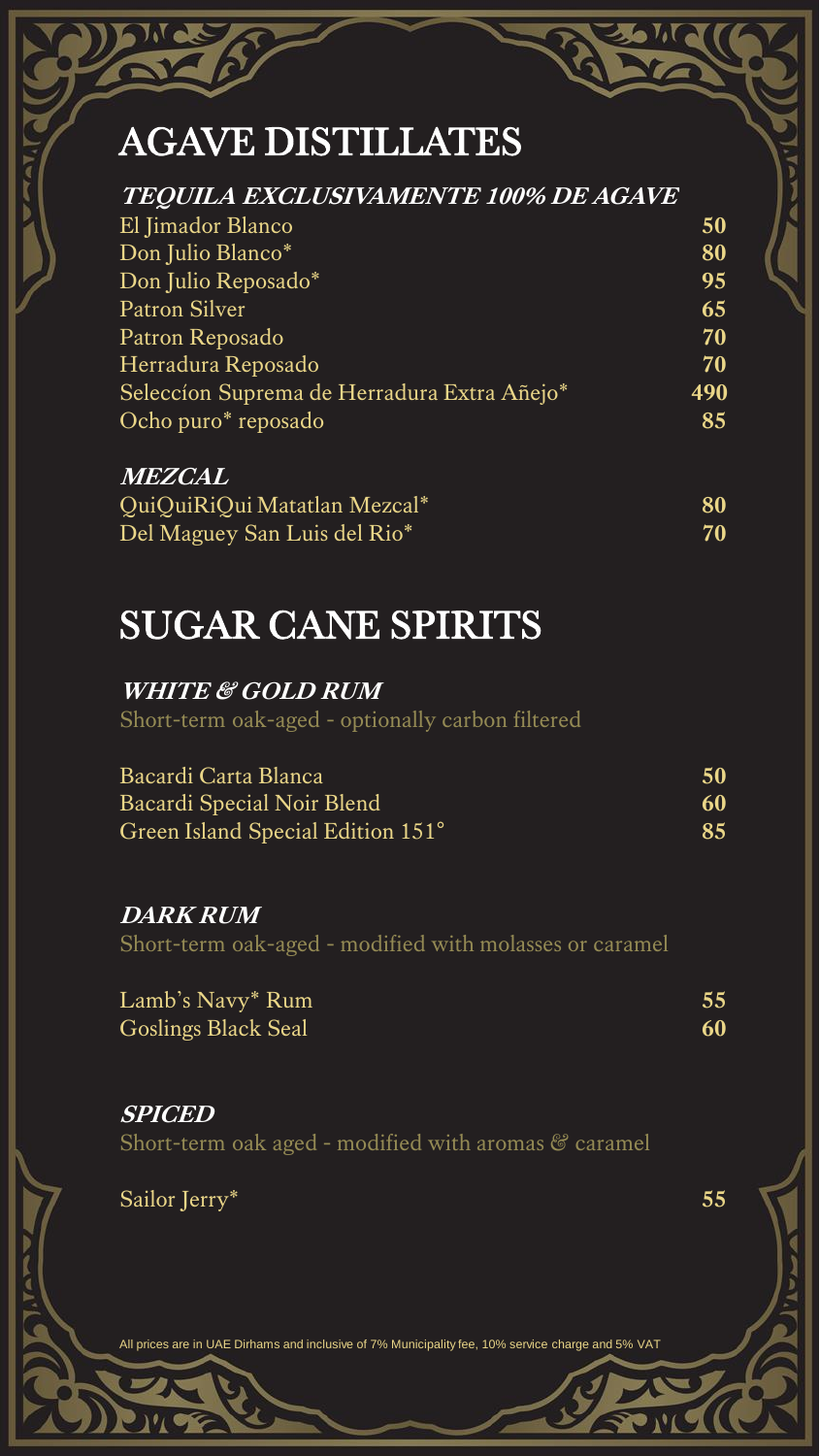# AGAVE DISTILLATES

### *TEQUILA EXCLUSIVAMENTE 100% DE AGAVE*

| | |
|---|---|
| El Jimador Blanco | **50** |
| Don Julio Blanco* | **80** |
| Don Julio Reposado* | **95** |
| Patron Silver | **65** |
| Patron Reposado | **70** |
| Herradura Reposado | **70** |
| Seleccíon Suprema de Herradura Extra Añejo* | **490** |
| Ocho puro* reposado | **85** |

### *MEZCAL*

| | |
|---|---|
| QuiQuiRiQui Matatlan Mezcal* | **80** |
| Del Maguey San Luis del Rio* | **70** |

# SUGAR CANE SPIRITS

### *WHITE & GOLD RUM*

Short-term oak-aged - optionally carbon filtered

| | |
|---|---|
| Bacardi Carta Blanca | **50** |
| Bacardi Special Noir Blend | **60** |
| Green Island Special Edition 151° | **85** |

### *DARK RUM*

Short-term oak-aged - modified with molasses or caramel

| | |
|---|---|
| Lamb's Navy* Rum | **55** |
| Goslings Black Seal | **60** |

### *SPICED*

Short-term oak aged - modified with aromas & caramel

| | |
|---|---|
| Sailor Jerry* | **55** |

All prices are in UAE Dirhams and inclusive of 7% Municipality fee, 10% service charge and 5% VAT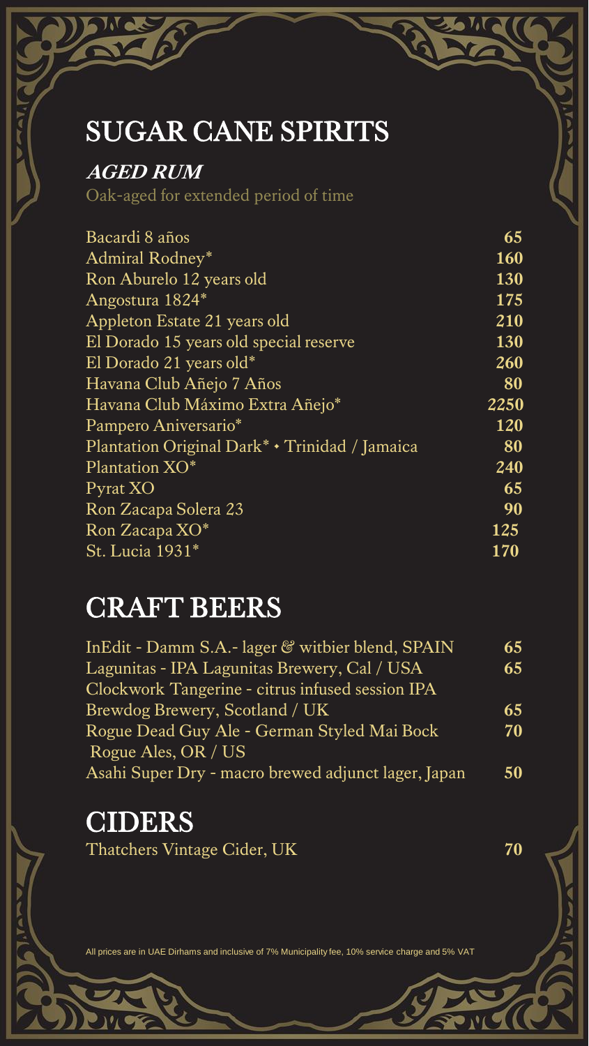# SUGAR CANE SPIRITS

### *AGED RUM*

Oak-aged for extended period of time

| | |
|---|---|
| Bacardi 8 años | **65** |
| Admiral Rodney* | **160** |
| Ron Aburelo 12 years old | **130** |
| Angostura 1824* | **175** |
| Appleton Estate 21 years old | **210** |
| El Dorado 15 years old special reserve | **130** |
| El Dorado 21 years old* | **260** |
| Havana Club Añejo 7 Años | **80** |
| Havana Club Máximo Extra Añejo* | **2250** |
| Pampero Aniversario* | **120** |
| Plantation Original Dark* • Trinidad / Jamaica | **80** |
| Plantation XO* | **240** |
| Pyrat XO | **65** |
| Ron Zacapa Solera 23 | **90** |
| Ron Zacapa XO* | **125** |
| St. Lucia 1931* | **170** |

# CRAFT BEERS

| | |
|---|---|
| InEdit - Damm S.A.- lager & witbier blend, SPAIN | **65** |
| Lagunitas - IPA Lagunitas Brewery, Cal / USA | **65** |
| Clockwork Tangerine - citrus infused session IPA Brewdog Brewery, Scotland / UK | **65** |
| Rogue Dead Guy Ale - German Styled Mai Bock Rogue Ales, OR / US | **70** |
| Asahi Super Dry - macro brewed adjunct lager, Japan | **50** |

# CIDERS

| | |
|---|---|
| Thatchers Vintage Cider, UK | **70** |

All prices are in UAE Dirhams and inclusive of 7% Municipality fee, 10% service charge and 5% VAT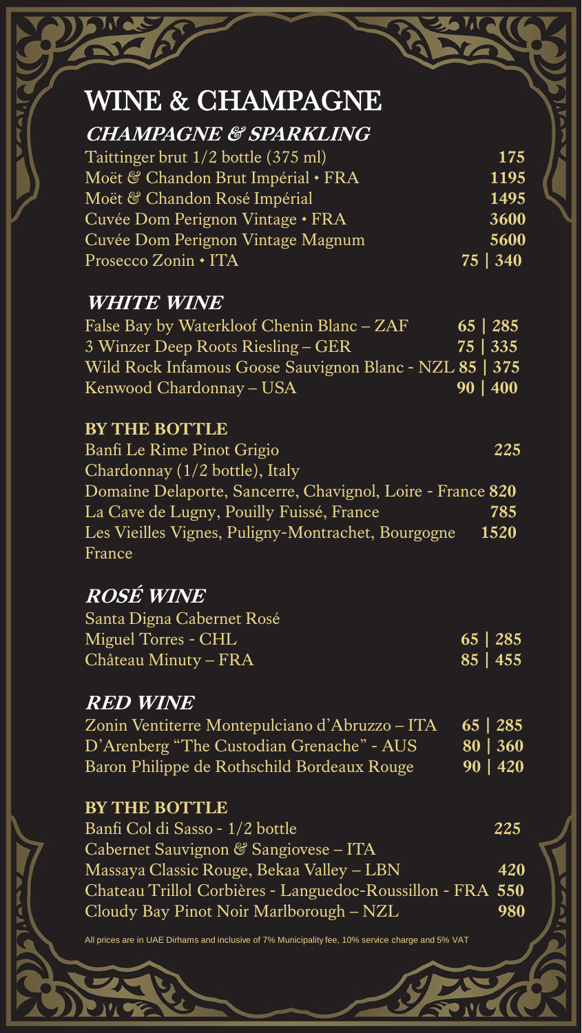# WINE & CHAMPAGNE

## *CHAMPAGNE & SPARKLING*

| | |
|---|---|
| Taittinger brut 1/2 bottle (375 ml) | **175** |
| Moët & Chandon Brut Impérial • FRA | **1195** |
| Moët & Chandon Rosé Impérial | **1495** |
| Cuvée Dom Perignon Vintage • FRA | **3600** |
| Cuvée Dom Perignon Vintage Magnum | **5600** |
| Prosecco Zonin • ITA | **75 \| 340** |

## *WHITE WINE*

| | |
|---|---|
| False Bay by Waterkloof Chenin Blanc – ZAF | **65 \| 285** |
| 3 Winzer Deep Roots Riesling – GER | **75 \| 335** |
| Wild Rock Infamous Goose Sauvignon Blanc - NZL | **85 \| 375** |
| Kenwood Chardonnay – USA | **90 \| 400** |

### BY THE BOTTLE

| | |
|---|---|
| Banfi Le Rime Pinot Grigio<br>Chardonnay (1/2 bottle), Italy | **225** |
| Domaine Delaporte, Sancerre, Chavignol, Loire - France | **820** |
| La Cave de Lugny, Pouilly Fuissé, France | **785** |
| Les Vieilles Vignes, Puligny-Montrachet, Bourgogne France | **1520** |

## *ROSÉ WINE*

| | |
|---|---|
| Santa Digna Cabernet Rosé<br>Miguel Torres - CHL | **65 \| 285** |
| Château Minuty – FRA | **85 \| 455** |

## *RED WINE*

| | |
|---|---|
| Zonin Ventiterre Montepulciano d'Abruzzo – ITA | **65 \| 285** |
| D'Arenberg "The Custodian Grenache" - AUS | **80 \| 360** |
| Baron Philippe de Rothschild Bordeaux Rouge | **90 \| 420** |

### BY THE BOTTLE

| | |
|---|---|
| Banfi Col di Sasso - 1/2 bottle<br>Cabernet Sauvignon & Sangiovese – ITA | **225** |
| Massaya Classic Rouge, Bekaa Valley – LBN | **420** |
| Chateau Trillol Corbières - Languedoc-Roussillon - FRA | **550** |
| Cloudy Bay Pinot Noir Marlborough – NZL | **980** |

All prices are in UAE Dirhams and inclusive of 7% Municipality fee, 10% service charge and 5% VAT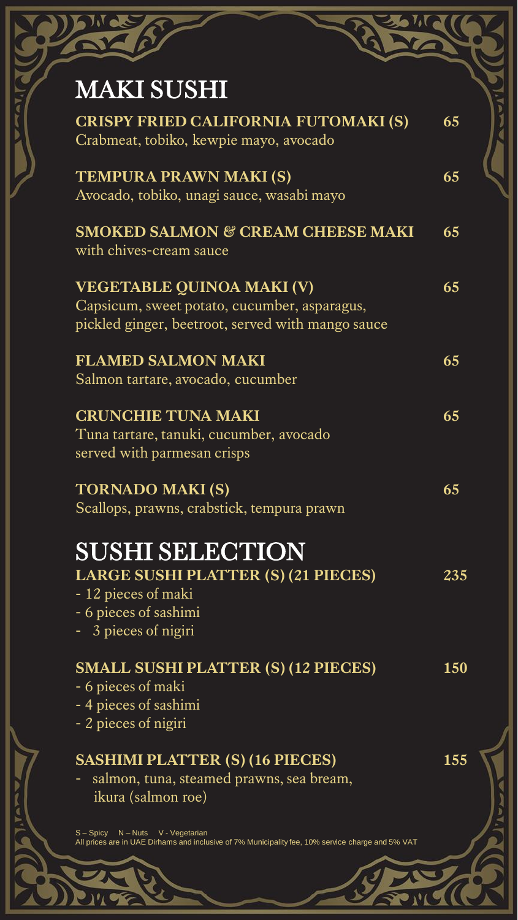# MAKI SUSHI

**CRISPY FRIED CALIFORNIA FUTOMAKI (S)** **65**
Crabmeat, tobiko, kewpie mayo, avocado

**TEMPURA PRAWN MAKI (S)** **65**
Avocado, tobiko, unagi sauce, wasabi mayo

**SMOKED SALMON & CREAM CHEESE MAKI** **65**
with chives-cream sauce

**VEGETABLE QUINOA MAKI (V)** **65**
Capsicum, sweet potato, cucumber, asparagus, pickled ginger, beetroot, served with mango sauce

**FLAMED SALMON MAKI** **65**
Salmon tartare, avocado, cucumber

**CRUNCHIE TUNA MAKI** **65**
Tuna tartare, tanuki, cucumber, avocado served with parmesan crisps

**TORNADO MAKI (S)** **65**
Scallops, prawns, crabstick, tempura prawn

# SUSHI SELECTION

**LARGE SUSHI PLATTER (S) (21 PIECES)** **235**

- 12 pieces of maki
- 6 pieces of sashimi
- 3 pieces of nigiri

**SMALL SUSHI PLATTER (S) (12 PIECES)** **150**

- 6 pieces of maki
- 4 pieces of sashimi
- 2 pieces of nigiri

**SASHIMI PLATTER (S) (16 PIECES)** **155**

- salmon, tuna, steamed prawns, sea bream, ikura (salmon roe)

S – Spicy N – Nuts V - Vegetarian
All prices are in UAE Dirhams and inclusive of 7% Municipality fee, 10% service charge and 5% VAT